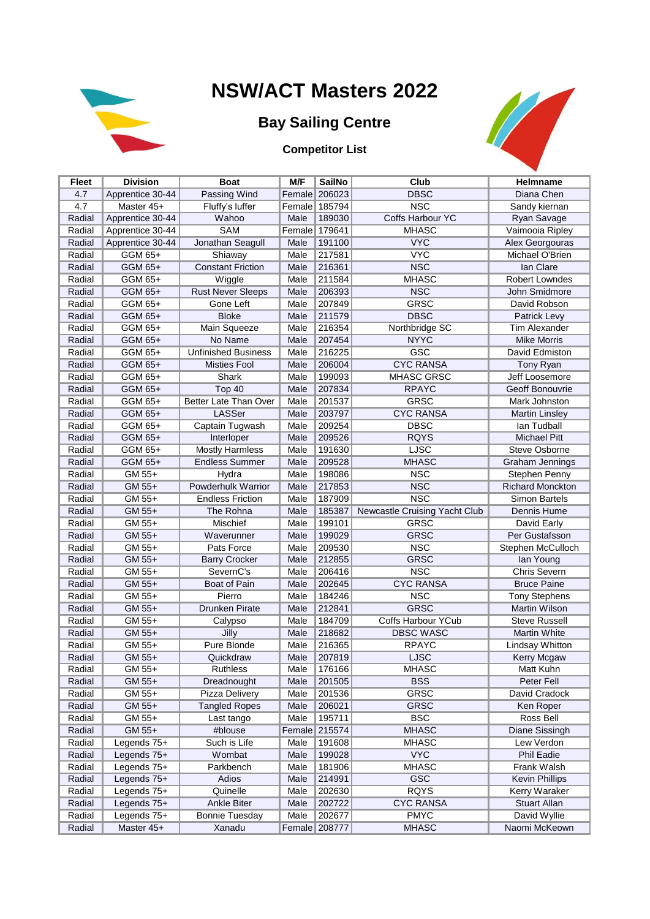# NSW/ACT Masters 2022

## Bay Sailing Centre

### Competitor List

| Fleet | Division | Boat | M/F | SailNo | Club | Helmname |
|---|---|---|---|---|---|---|
| 4.7 | Apprentice 30-44 | Passing Wind | Female | 206023 | DBSC | Diana Chen |
| 4.7 | Master 45+ | Fluffy's luffer | Female | 185794 | NSC | Sandy kiernan |
| Radial | Apprentice 30-44 | Wahoo | Male | 189030 | Coffs Harbour YC | Ryan Savage |
| Radial | Apprentice 30-44 | SAM | Female | 179641 | MHASC | Vaimooia Ripley |
| Radial | Apprentice 30-44 | Jonathan Seagull | Male | 191100 | VYC | Alex Georgouras |
| Radial | GGM 65+ | Shiaway | Male | 217581 | VYC | Michael O'Brien |
| Radial | GGM 65+ | Constant Friction | Male | 216361 | NSC | Ian Clare |
| Radial | GGM 65+ | Wiggle | Male | 211584 | MHASC | Robert Lowndes |
| Radial | GGM 65+ | Rust Never Sleeps | Male | 206393 | NSC | John Smidmore |
| Radial | GGM 65+ | Gone Left | Male | 207849 | GRSC | David Robson |
| Radial | GGM 65+ | Bloke | Male | 211579 | DBSC | Patrick Levy |
| Radial | GGM 65+ | Main Squeeze | Male | 216354 | Northbridge SC | Tim Alexander |
| Radial | GGM 65+ | No Name | Male | 207454 | NYYC | Mike Morris |
| Radial | GGM 65+ | Unfinished Business | Male | 216225 | GSC | David Edmiston |
| Radial | GGM 65+ | Misties Fool | Male | 206004 | CYC RANSA | Tony Ryan |
| Radial | GGM 65+ | Shark | Male | 199093 | MHASC GRSC | Jeff Loosemore |
| Radial | GGM 65+ | Top 40 | Male | 207834 | RPAYC | Geoff Bonouvrie |
| Radial | GGM 65+ | Better Late Than Over | Male | 201537 | GRSC | Mark Johnston |
| Radial | GGM 65+ | LASSer | Male | 203797 | CYC RANSA | Martin Linsley |
| Radial | GGM 65+ | Captain Tugwash | Male | 209254 | DBSC | Ian Tudball |
| Radial | GGM 65+ | Interloper | Male | 209526 | RQYS | Michael Pitt |
| Radial | GGM 65+ | Mostly Harmless | Male | 191630 | LJSC | Steve Osborne |
| Radial | GGM 65+ | Endless Summer | Male | 209528 | MHASC | Graham Jennings |
| Radial | GM 55+ | Hydra | Male | 198086 | NSC | Stephen Penny |
| Radial | GM 55+ | Powderhulk Warrior | Male | 217853 | NSC | Richard Monckton |
| Radial | GM 55+ | Endless Friction | Male | 187909 | NSC | Simon Bartels |
| Radial | GM 55+ | The Rohna | Male | 185387 | Newcastle Cruising Yacht Club | Dennis Hume |
| Radial | GM 55+ | Mischief | Male | 199101 | GRSC | David Early |
| Radial | GM 55+ | Waverunner | Male | 199029 | GRSC | Per Gustafsson |
| Radial | GM 55+ | Pats Force | Male | 209530 | NSC | Stephen McCulloch |
| Radial | GM 55+ | Barry Crocker | Male | 212855 | GRSC | Ian Young |
| Radial | GM 55+ | SevernC's | Male | 206416 | NSC | Chris Severn |
| Radial | GM 55+ | Boat of Pain | Male | 202645 | CYC RANSA | Bruce Paine |
| Radial | GM 55+ | Pierro | Male | 184246 | NSC | Tony Stephens |
| Radial | GM 55+ | Drunken Pirate | Male | 212841 | GRSC | Martin Wilson |
| Radial | GM 55+ | Calypso | Male | 184709 | Coffs Harbour YCub | Steve Russell |
| Radial | GM 55+ | Jilly | Male | 218682 | DBSC WASC | Martin White |
| Radial | GM 55+ | Pure Blonde | Male | 216365 | RPAYC | Lindsay Whitton |
| Radial | GM 55+ | Quickdraw | Male | 207819 | LJSC | Kerry Mcgaw |
| Radial | GM 55+ | Ruthless | Male | 176166 | MHASC | Matt Kuhn |
| Radial | GM 55+ | Dreadnought | Male | 201505 | BSS | Peter Fell |
| Radial | GM 55+ | Pizza Delivery | Male | 201536 | GRSC | David Cradock |
| Radial | GM 55+ | Tangled Ropes | Male | 206021 | GRSC | Ken Roper |
| Radial | GM 55+ | Last tango | Male | 195711 | BSC | Ross Bell |
| Radial | GM 55+ | #blouse | Female | 215574 | MHASC | Diane Sissingh |
| Radial | Legends 75+ | Such is Life | Male | 191608 | MHASC | Lew Verdon |
| Radial | Legends 75+ | Wombat | Male | 199028 | VYC | Phil Eadie |
| Radial | Legends 75+ | Parkbench | Male | 181906 | MHASC | Frank Walsh |
| Radial | Legends 75+ | Adios | Male | 214991 | GSC | Kevin Phillips |
| Radial | Legends 75+ | Quinelle | Male | 202630 | RQYS | Kerry Waraker |
| Radial | Legends 75+ | Ankle Biter | Male | 202722 | CYC RANSA | Stuart Allan |
| Radial | Legends 75+ | Bonnie Tuesday | Male | 202677 | PMYC | David Wyllie |
| Radial | Master 45+ | Xanadu | Female | 208777 | MHASC | Naomi McKeown |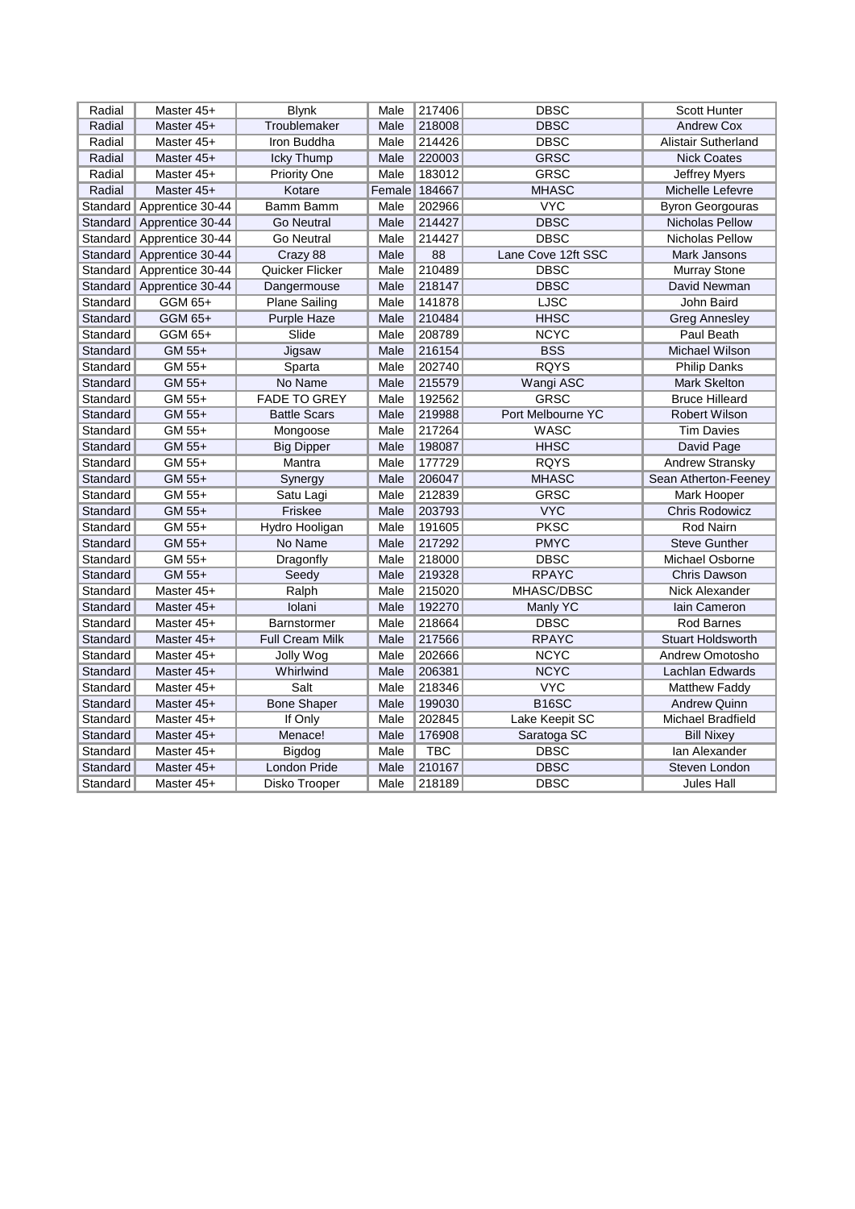| | | | | | | |
|---|---|---|---|---|---|---|
| Radial | Master 45+ | Blynk | Male | 217406 | DBSC | Scott Hunter |
| Radial | Master 45+ | Troublemaker | Male | 218008 | DBSC | Andrew Cox |
| Radial | Master 45+ | Iron Buddha | Male | 214426 | DBSC | Alistair Sutherland |
| Radial | Master 45+ | Icky Thump | Male | 220003 | GRSC | Nick Coates |
| Radial | Master 45+ | Priority One | Male | 183012 | GRSC | Jeffrey Myers |
| Radial | Master 45+ | Kotare | Female | 184667 | MHASC | Michelle Lefevre |
| Standard | Apprentice 30-44 | Bamm Bamm | Male | 202966 | VYC | Byron Georgouras |
| Standard | Apprentice 30-44 | Go Neutral | Male | 214427 | DBSC | Nicholas Pellow |
| Standard | Apprentice 30-44 | Go Neutral | Male | 214427 | DBSC | Nicholas Pellow |
| Standard | Apprentice 30-44 | Crazy 88 | Male | 88 | Lane Cove 12ft SSC | Mark Jansons |
| Standard | Apprentice 30-44 | Quicker Flicker | Male | 210489 | DBSC | Murray Stone |
| Standard | Apprentice 30-44 | Dangermouse | Male | 218147 | DBSC | David Newman |
| Standard | GGM 65+ | Plane Sailing | Male | 141878 | LJSC | John Baird |
| Standard | GGM 65+ | Purple Haze | Male | 210484 | HHSC | Greg Annesley |
| Standard | GGM 65+ | Slide | Male | 208789 | NCYC | Paul Beath |
| Standard | GM 55+ | Jigsaw | Male | 216154 | BSS | Michael Wilson |
| Standard | GM 55+ | Sparta | Male | 202740 | RQYS | Philip Danks |
| Standard | GM 55+ | No Name | Male | 215579 | Wangi ASC | Mark Skelton |
| Standard | GM 55+ | FADE TO GREY | Male | 192562 | GRSC | Bruce Hilleard |
| Standard | GM 55+ | Battle Scars | Male | 219988 | Port Melbourne YC | Robert Wilson |
| Standard | GM 55+ | Mongoose | Male | 217264 | WASC | Tim Davies |
| Standard | GM 55+ | Big Dipper | Male | 198087 | HHSC | David Page |
| Standard | GM 55+ | Mantra | Male | 177729 | RQYS | Andrew Stransky |
| Standard | GM 55+ | Synergy | Male | 206047 | MHASC | Sean Atherton-Feeney |
| Standard | GM 55+ | Satu Lagi | Male | 212839 | GRSC | Mark Hooper |
| Standard | GM 55+ | Friskee | Male | 203793 | VYC | Chris Rodowicz |
| Standard | GM 55+ | Hydro Hooligan | Male | 191605 | PKSC | Rod Nairn |
| Standard | GM 55+ | No Name | Male | 217292 | PMYC | Steve Gunther |
| Standard | GM 55+ | Dragonfly | Male | 218000 | DBSC | Michael Osborne |
| Standard | GM 55+ | Seedy | Male | 219328 | RPAYC | Chris Dawson |
| Standard | Master 45+ | Ralph | Male | 215020 | MHASC/DBSC | Nick Alexander |
| Standard | Master 45+ | Iolani | Male | 192270 | Manly YC | Iain Cameron |
| Standard | Master 45+ | Barnstormer | Male | 218664 | DBSC | Rod Barnes |
| Standard | Master 45+ | Full Cream Milk | Male | 217566 | RPAYC | Stuart Holdsworth |
| Standard | Master 45+ | Jolly Wog | Male | 202666 | NCYC | Andrew Omotosho |
| Standard | Master 45+ | Whirlwind | Male | 206381 | NCYC | Lachlan Edwards |
| Standard | Master 45+ | Salt | Male | 218346 | VYC | Matthew Faddy |
| Standard | Master 45+ | Bone Shaper | Male | 199030 | B16SC | Andrew Quinn |
| Standard | Master 45+ | If Only | Male | 202845 | Lake Keepit SC | Michael Bradfield |
| Standard | Master 45+ | Menace! | Male | 176908 | Saratoga SC | Bill Nixey |
| Standard | Master 45+ | Bigdog | Male | TBC | DBSC | Ian Alexander |
| Standard | Master 45+ | London Pride | Male | 210167 | DBSC | Steven London |
| Standard | Master 45+ | Disko Trooper | Male | 218189 | DBSC | Jules Hall |